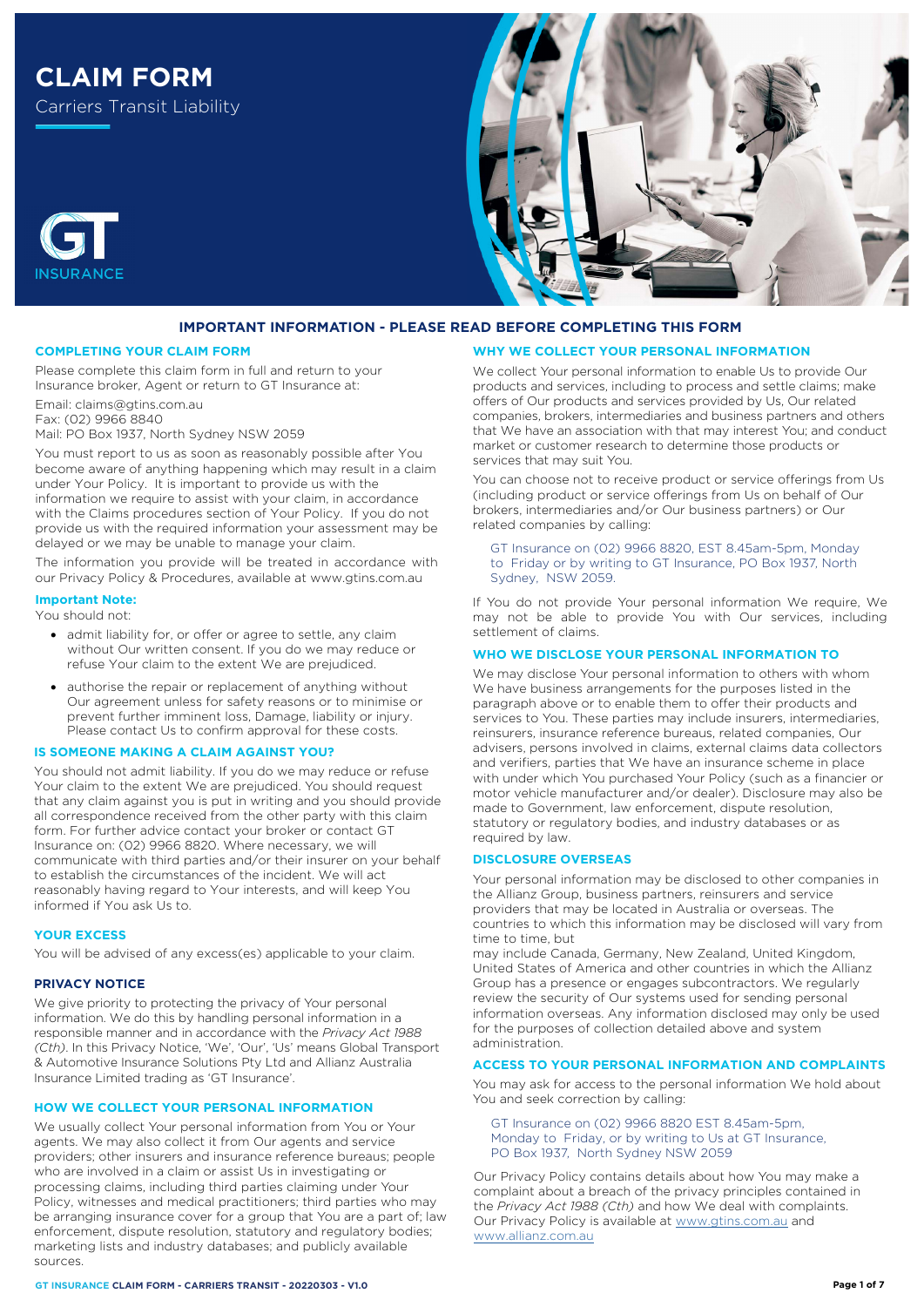# CLAIM FORM

Carriers Transit Liability

GT INSURANCE

## IMPORTANT INFORMATION - PLEASE READ BEFORE COMPLETING THIS FORM

### COMPLETING YOUR CLAIM FORM

Please complete this claim form in full and return to your Insurance broker, Agent or return to GT Insurance at:

Email: claims@gtins.com.au
Fax: (02) 9966 8840
Mail: PO Box 1937, North Sydney NSW 2059

You must report to us as soon as reasonably possible after You become aware of anything happening which may result in a claim under Your Policy. It is important to provide us with the information we require to assist with your claim, in accordance with the Claims procedures section of Your Policy. If you do not provide us with the required information your assessment may be delayed or we may be unable to manage your claim.

The information you provide will be treated in accordance with our Privacy Policy & Procedures, available at www.gtins.com.au

**Important Note:**

You should not:

- admit liability for, or offer or agree to settle, any claim without Our written consent. If you do we may reduce or refuse Your claim to the extent We are prejudiced.
- authorise the repair or replacement of anything without Our agreement unless for safety reasons or to minimise or prevent further imminent loss, Damage, liability or injury. Please contact Us to confirm approval for these costs.

### IS SOMEONE MAKING A CLAIM AGAINST YOU?

You should not admit liability. If you do we may reduce or refuse Your claim to the extent We are prejudiced. You should request that any claim against you is put in writing and you should provide all correspondence received from the other party with this claim form. For further advice contact your broker or contact GT Insurance on: (02) 9966 8820. Where necessary, we will communicate with third parties and/or their insurer on your behalf to establish the circumstances of the incident. We will act reasonably having regard to Your interests, and will keep You informed if You ask Us to.

### YOUR EXCESS

You will be advised of any excess(es) applicable to your claim.

### PRIVACY NOTICE

We give priority to protecting the privacy of Your personal information. We do this by handling personal information in a responsible manner and in accordance with the *Privacy Act 1988 (Cth)*. In this Privacy Notice, 'We', 'Our', 'Us' means Global Transport & Automotive Insurance Solutions Pty Ltd and Allianz Australia Insurance Limited trading as 'GT Insurance'.

### HOW WE COLLECT YOUR PERSONAL INFORMATION

We usually collect Your personal information from You or Your agents. We may also collect it from Our agents and service providers; other insurers and insurance reference bureaus; people who are involved in a claim or assist Us in investigating or processing claims, including third parties claiming under Your Policy, witnesses and medical practitioners; third parties who may be arranging insurance cover for a group that You are a part of; law enforcement, dispute resolution, statutory and regulatory bodies; marketing lists and industry databases; and publicly available sources.

### WHY WE COLLECT YOUR PERSONAL INFORMATION

We collect Your personal information to enable Us to provide Our products and services, including to process and settle claims; make offers of Our products and services provided by Us, Our related companies, brokers, intermediaries and business partners and others that We have an association with that may interest You; and conduct market or customer research to determine those products or services that may suit You.

You can choose not to receive product or service offerings from Us (including product or service offerings from Us on behalf of Our brokers, intermediaries and/or Our business partners) or Our related companies by calling:

GT Insurance on (02) 9966 8820, EST 8.45am-5pm, Monday to Friday or by writing to GT Insurance, PO Box 1937, North Sydney, NSW 2059.

If You do not provide Your personal information We require, We may not be able to provide You with Our services, including settlement of claims.

### WHO WE DISCLOSE YOUR PERSONAL INFORMATION TO

We may disclose Your personal information to others with whom We have business arrangements for the purposes listed in the paragraph above or to enable them to offer their products and services to You. These parties may include insurers, intermediaries, reinsurers, insurance reference bureaus, related companies, Our advisers, persons involved in claims, external claims data collectors and verifiers, parties that We have an insurance scheme in place with under which You purchased Your Policy (such as a financier or motor vehicle manufacturer and/or dealer). Disclosure may also be made to Government, law enforcement, dispute resolution, statutory or regulatory bodies, and industry databases or as required by law.

### DISCLOSURE OVERSEAS

Your personal information may be disclosed to other companies in the Allianz Group, business partners, reinsurers and service providers that may be located in Australia or overseas. The countries to which this information may be disclosed will vary from time to time, but may include Canada, Germany, New Zealand, United Kingdom, United States of America and other countries in which the Allianz Group has a presence or engages subcontractors. We regularly review the security of Our systems used for sending personal information overseas. Any information disclosed may only be used for the purposes of collection detailed above and system administration.

### ACCESS TO YOUR PERSONAL INFORMATION AND COMPLAINTS

You may ask for access to the personal information We hold about You and seek correction by calling:

GT Insurance on (02) 9966 8820 EST 8.45am-5pm, Monday to Friday, or by writing to Us at GT Insurance, PO Box 1937, North Sydney NSW 2059

Our Privacy Policy contains details about how You may make a complaint about a breach of the privacy principles contained in the *Privacy Act 1988 (Cth)* and how We deal with complaints. Our Privacy Policy is available at www.gtins.com.au and www.allianz.com.au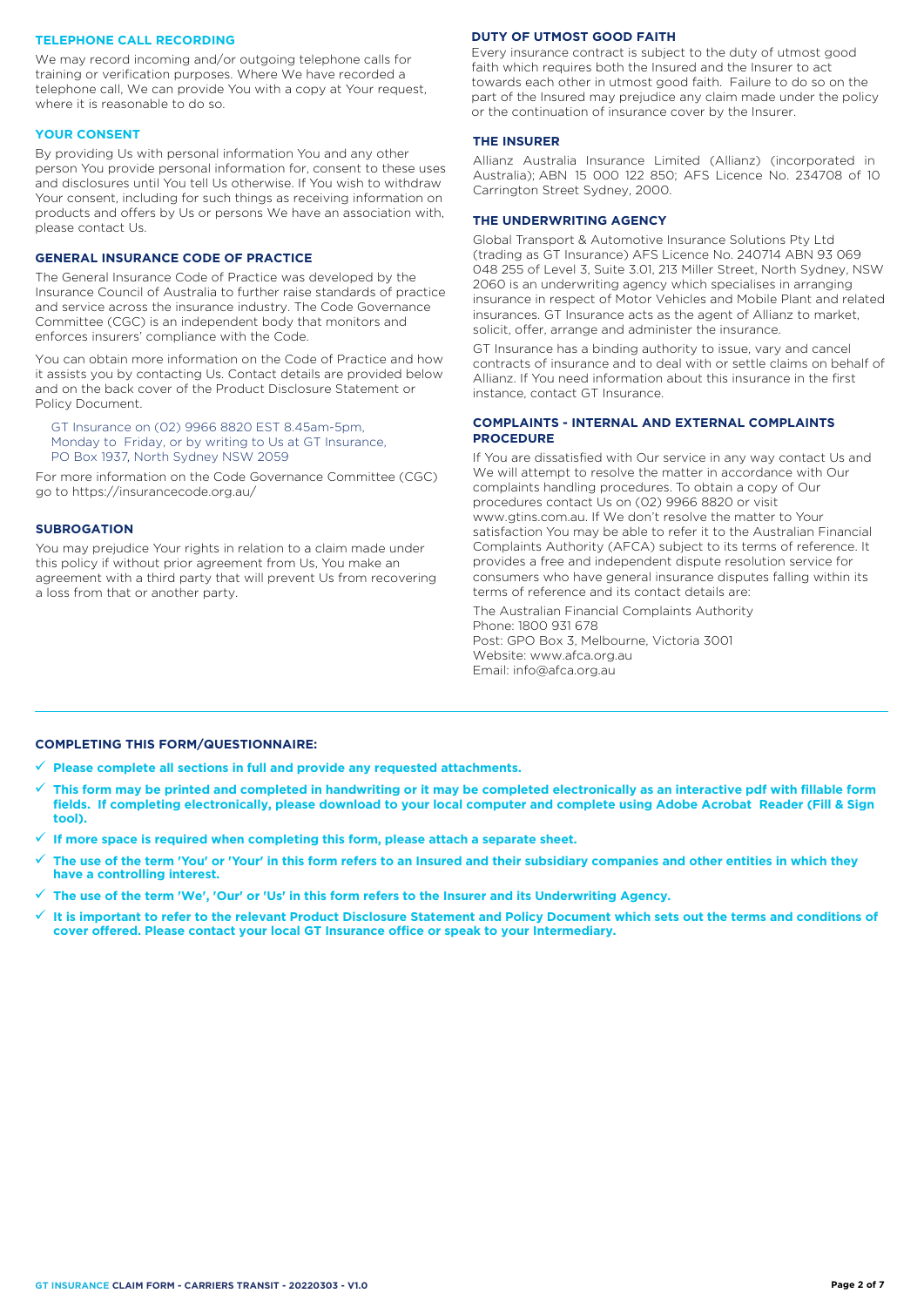### TELEPHONE CALL RECORDING

We may record incoming and/or outgoing telephone calls for training or verification purposes. Where We have recorded a telephone call, We can provide You with a copy at Your request, where it is reasonable to do so.

### YOUR CONSENT

By providing Us with personal information You and any other person You provide personal information for, consent to these uses and disclosures until You tell Us otherwise. If You wish to withdraw Your consent, including for such things as receiving information on products and offers by Us or persons We have an association with, please contact Us.

### GENERAL INSURANCE CODE OF PRACTICE

The General Insurance Code of Practice was developed by the Insurance Council of Australia to further raise standards of practice and service across the insurance industry. The Code Governance Committee (CGC) is an independent body that monitors and enforces insurers' compliance with the Code.

You can obtain more information on the Code of Practice and how it assists you by contacting Us. Contact details are provided below and on the back cover of the Product Disclosure Statement or Policy Document.

GT Insurance on (02) 9966 8820 EST 8.45am-5pm, Monday to Friday, or by writing to Us at GT Insurance, PO Box 1937, North Sydney NSW 2059

For more information on the Code Governance Committee (CGC) go to https://insurancecode.org.au/

### SUBROGATION

You may prejudice Your rights in relation to a claim made under this policy if without prior agreement from Us, You make an agreement with a third party that will prevent Us from recovering a loss from that or another party.

### DUTY OF UTMOST GOOD FAITH

Every insurance contract is subject to the duty of utmost good faith which requires both the Insured and the Insurer to act towards each other in utmost good faith. Failure to do so on the part of the Insured may prejudice any claim made under the policy or the continuation of insurance cover by the Insurer.

### THE INSURER

Allianz Australia Insurance Limited (Allianz) (incorporated in Australia); ABN 15 000 122 850; AFS Licence No. 234708 of 10 Carrington Street Sydney, 2000.

### THE UNDERWRITING AGENCY

Global Transport & Automotive Insurance Solutions Pty Ltd (trading as GT Insurance) AFS Licence No. 240714 ABN 93 069 048 255 of Level 3, Suite 3.01, 213 Miller Street, North Sydney, NSW 2060 is an underwriting agency which specialises in arranging insurance in respect of Motor Vehicles and Mobile Plant and related insurances. GT Insurance acts as the agent of Allianz to market, solicit, offer, arrange and administer the insurance.

GT Insurance has a binding authority to issue, vary and cancel contracts of insurance and to deal with or settle claims on behalf of Allianz. If You need information about this insurance in the first instance, contact GT Insurance.

### COMPLAINTS - INTERNAL AND EXTERNAL COMPLAINTS PROCEDURE

If You are dissatisfied with Our service in any way contact Us and We will attempt to resolve the matter in accordance with Our complaints handling procedures. To obtain a copy of Our procedures contact Us on (02) 9966 8820 or visit www.gtins.com.au. If We don't resolve the matter to Your satisfaction You may be able to refer it to the Australian Financial Complaints Authority (AFCA) subject to its terms of reference. It provides a free and independent dispute resolution service for consumers who have general insurance disputes falling within its terms of reference and its contact details are:

The Australian Financial Complaints Authority
Phone: 1800 931 678
Post: GPO Box 3, Melbourne, Victoria 3001
Website: www.afca.org.au
Email: info@afca.org.au

---

### COMPLETING THIS FORM/QUESTIONNAIRE:

- ✓ **Please complete all sections in full and provide any requested attachments.**
- ✓ **This form may be printed and completed in handwriting or it may be completed electronically as an interactive pdf with fillable form fields. If completing electronically, please download to your local computer and complete using Adobe Acrobat Reader (Fill & Sign tool).**
- ✓ **If more space is required when completing this form, please attach a separate sheet.**
- ✓ **The use of the term 'You' or 'Your' in this form refers to an Insured and their subsidiary companies and other entities in which they have a controlling interest.**
- ✓ **The use of the term 'We', 'Our' or 'Us' in this form refers to the Insurer and its Underwriting Agency.**
- ✓ **It is important to refer to the relevant Product Disclosure Statement and Policy Document which sets out the terms and conditions of cover offered. Please contact your local GT Insurance office or speak to your Intermediary.**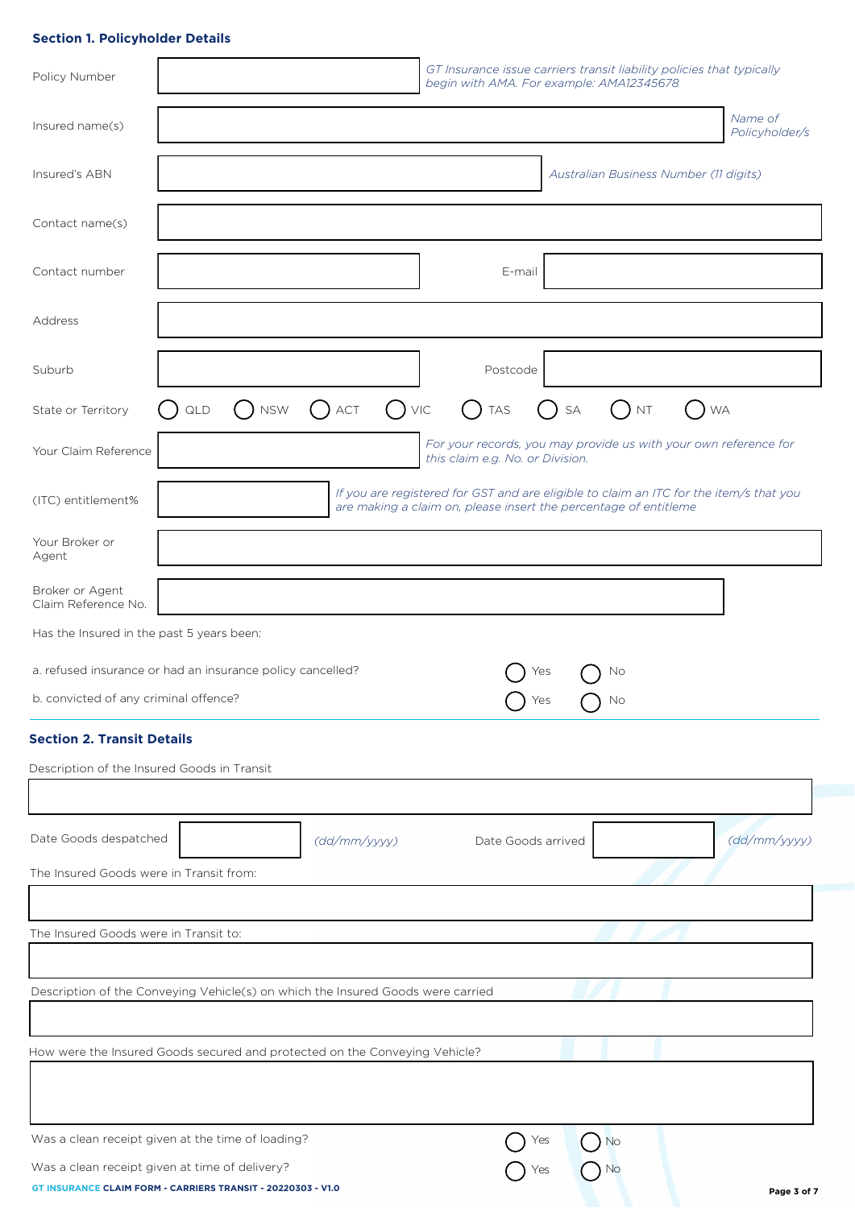## Section 1. Policyholder Details

| Field | Entry | Note |
|---|---|---|
| Policy Number | | *GT Insurance issue carriers transit liability policies that typically begin with AMA. For example: AMA12345678* |
| Insured name(s) | | *Name of Policyholder/s* |
| Insured's ABN | | *Australian Business Number (11 digits)* |
| Contact name(s) | | |
| Contact number | | |
| E-mail | | |
| Address | | |
| Suburb | | |
| Postcode | | |
| Your Claim Reference | | *For your records, you may provide us with your own reference for this claim e.g. No. or Division.* |
| (ITC) entitlement% | | *If you are registered for GST and are eligible to claim an ITC for the item/s that you are making a claim on, please insert the percentage of entitleme* |
| Your Broker or Agent | | |
| Broker or Agent Claim Reference No. | | |

State or Territory: ◯ QLD ◯ NSW ◯ ACT ◯ VIC ◯ TAS ◯ SA ◯ NT ◯ WA

Has the Insured in the past 5 years been:

a. refused insurance or had an insurance policy cancelled? ◯ Yes ◯ No

b. convicted of any criminal offence? ◯ Yes ◯ No

## Section 2. Transit Details

Description of the Insured Goods in Transit

Date Goods despatched ____________ *(dd/mm/yyyy)*

Date Goods arrived ____________ *(dd/mm/yyyy)*

The Insured Goods were in Transit from:

The Insured Goods were in Transit to:

Description of the Conveying Vehicle(s) on which the Insured Goods were carried

How were the Insured Goods secured and protected on the Conveying Vehicle?

Was a clean receipt given at the time of loading? ◯ Yes ◯ No

Was a clean receipt given at time of delivery? ◯ Yes ◯ No

**GT INSURANCE CLAIM FORM - CARRIERS TRANSIT - 20220303 - V1.0**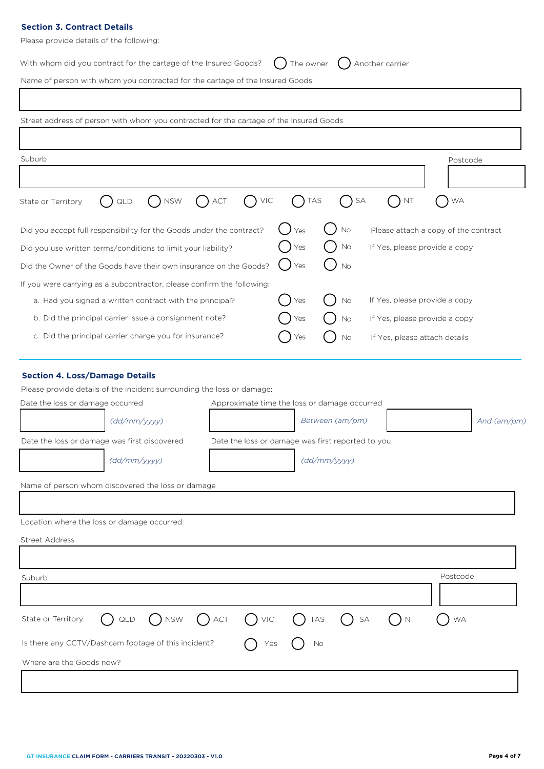### Section 3. Contract Details

Please provide details of the following:

With whom did you contract for the cartage of the Insured Goods? ◯ The owner ◯ Another carrier

Name of person with whom you contracted for the cartage of the Insured Goods

Street address of person with whom you contracted for the cartage of the Insured Goods

Suburb

Postcode

State or Territory ◯ QLD ◯ NSW ◯ ACT ◯ VIC ◯ TAS ◯ SA ◯ NT ◯ WA

Did you accept full responsibility for the Goods under the contract? ◯ Yes ◯ No Please attach a copy of the contract

Did you use written terms/conditions to limit your liability? ◯ Yes ◯ No If Yes, please provide a copy

Did the Owner of the Goods have their own insurance on the Goods? ◯ Yes ◯ No

If you were carrying as a subcontractor, please confirm the following:

a. Had you signed a written contract with the principal? ◯ Yes ◯ No If Yes, please provide a copy

b. Did the principal carrier issue a consignment note? ◯ Yes ◯ No If Yes, please provide a copy

c. Did the principal carrier charge you for insurance? ◯ Yes ◯ No If Yes, please attach details

### Section 4. Loss/Damage Details

Please provide details of the incident surrounding the loss or damage:

Date the loss or damage occurred *(dd/mm/yyyy)*

Approximate time the loss or damage occurred *Between (am/pm)* *And (am/pm)*

Date the loss or damage was first discovered *(dd/mm/yyyy)*

Date the loss or damage was first reported to you *(dd/mm/yyyy)*

Name of person whom discovered the loss or damage

Location where the loss or damage occurred:

Street Address

Suburb

Postcode

State or Territory ◯ QLD ◯ NSW ◯ ACT ◯ VIC ◯ TAS ◯ SA ◯ NT ◯ WA

Is there any CCTV/Dashcam footage of this incident? ◯ Yes ◯ No

Where are the Goods now?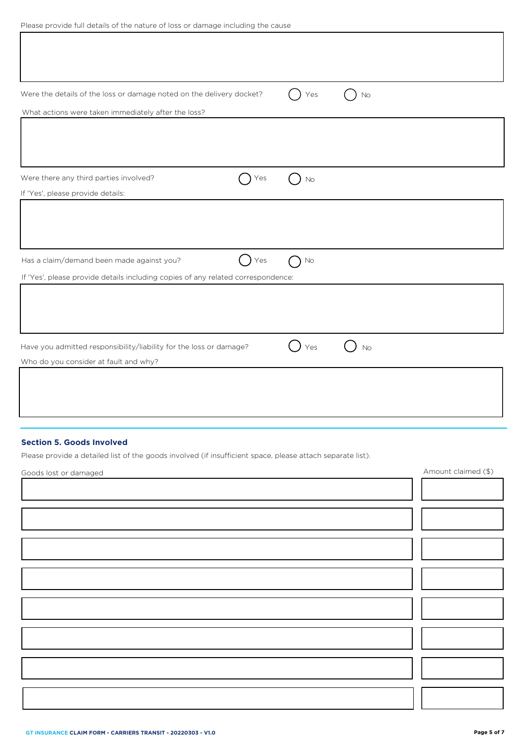Please provide full details of the nature of loss or damage including the cause

Were the details of the loss or damage noted on the delivery docket? ◯ Yes ◯ No

What actions were taken immediately after the loss?

Were there any third parties involved? ◯ Yes ◯ No

If 'Yes', please provide details:

Has a claim/demand been made against you? ◯ Yes ◯ No

If 'Yes', please provide details including copies of any related correspondence:

Have you admitted responsibility/liability for the loss or damage? ◯ Yes ◯ No

Who do you consider at fault and why?

## Section 5. Goods Involved

Please provide a detailed list of the goods involved (if insufficient space, please attach separate list).

| Goods lost or damaged | Amount claimed ($) |
|---|---|
| | |
| | |
| | |
| | |
| | |
| | |
| | |
| | |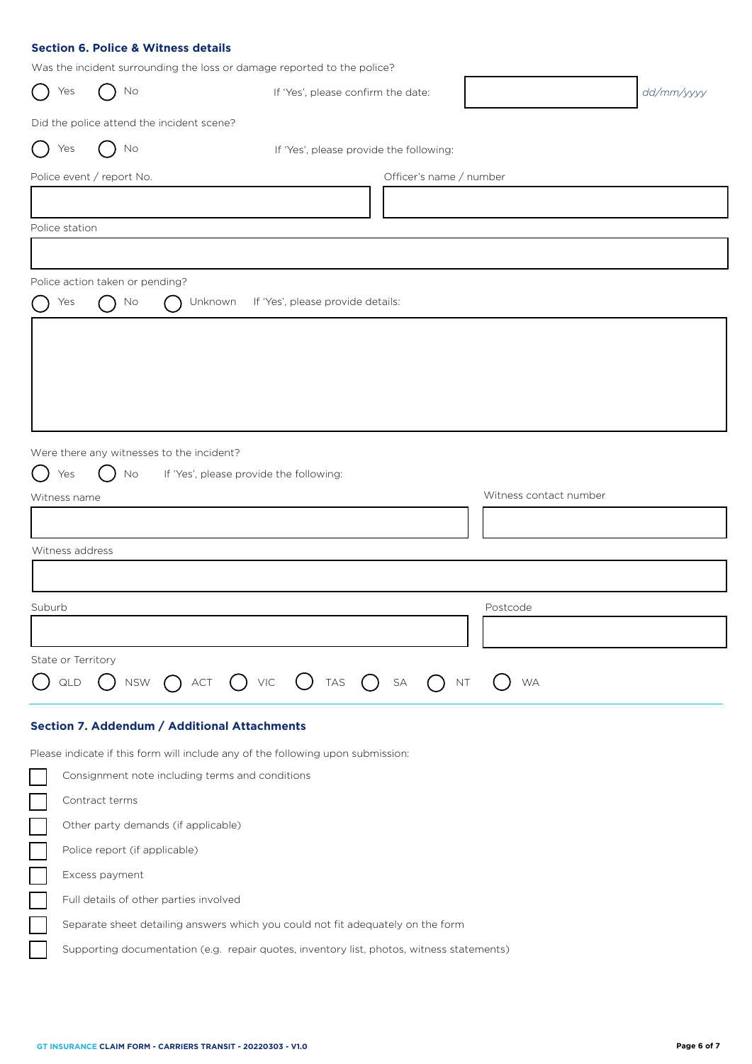## Section 6. Police & Witness details

Was the incident surrounding the loss or damage reported to the police?

◯ Yes ◯ No If 'Yes', please confirm the date: ________ *dd/mm/yyyy*

Did the police attend the incident scene?

◯ Yes ◯ No If 'Yes', please provide the following:

Police event / report No.

Officer's name / number

Police station

Police action taken or pending?

◯ Yes ◯ No ◯ Unknown If 'Yes', please provide details:

Were there any witnesses to the incident?

◯ Yes ◯ No If 'Yes', please provide the following:

Witness name

Witness contact number

Witness address

Suburb

Postcode

State or Territory

◯ QLD ◯ NSW ◯ ACT ◯ VIC ◯ TAS ◯ SA ◯ NT ◯ WA

## Section 7. Addendum / Additional Attachments

Please indicate if this form will include any of the following upon submission:

- ☐ Consignment note including terms and conditions
- ☐ Contract terms
- ☐ Other party demands (if applicable)
- ☐ Police report (if applicable)
- ☐ Excess payment
- ☐ Full details of other parties involved
- ☐ Separate sheet detailing answers which you could not fit adequately on the form
- ☐ Supporting documentation (e.g. repair quotes, inventory list, photos, witness statements)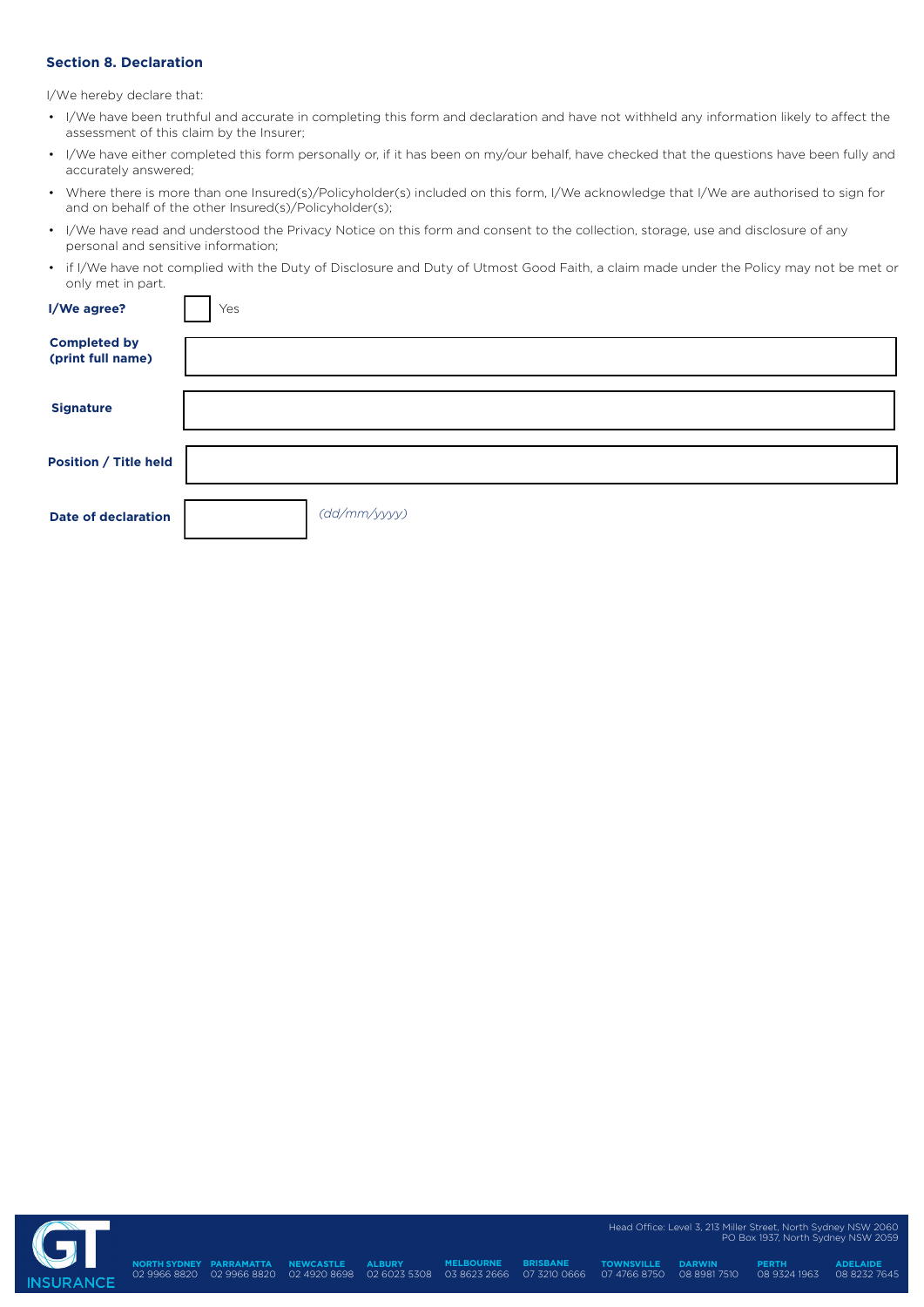## Section 8. Declaration

I/We hereby declare that:

- I/We have been truthful and accurate in completing this form and declaration and have not withheld any information likely to affect the assessment of this claim by the Insurer;
- I/We have either completed this form personally or, if it has been on my/our behalf, have checked that the questions have been fully and accurately answered;
- Where there is more than one Insured(s)/Policyholder(s) included on this form, I/We acknowledge that I/We are authorised to sign for and on behalf of the other Insured(s)/Policyholder(s);
- I/We have read and understood the Privacy Notice on this form and consent to the collection, storage, use and disclosure of any personal and sensitive information;
- if I/We have not complied with the Duty of Disclosure and Duty of Utmost Good Faith, a claim made under the Policy may not be met or only met in part.

**I/We agree?** ☐ Yes

**Completed by (print full name)**

**Signature**

**Position / Title held**

**Date of declaration** *(dd/mm/yyyy)*

Head Office: Level 3, 213 Miller Street, North Sydney NSW 2060
PO Box 1937, North Sydney NSW 2059

| NORTH SYDNEY | PARRAMATTA | NEWCASTLE | ALBURY | MELBOURNE | BRISBANE | TOWNSVILLE | DARWIN | PERTH | ADELAIDE |
|---|---|---|---|---|---|---|---|---|---|
| 02 9966 8820 | 02 9966 8820 | 02 4920 8698 | 02 6023 5308 | 03 8623 2666 | 07 3210 0666 | 07 4766 8750 | 08 8981 7510 | 08 9324 1963 | 08 8232 7645 |